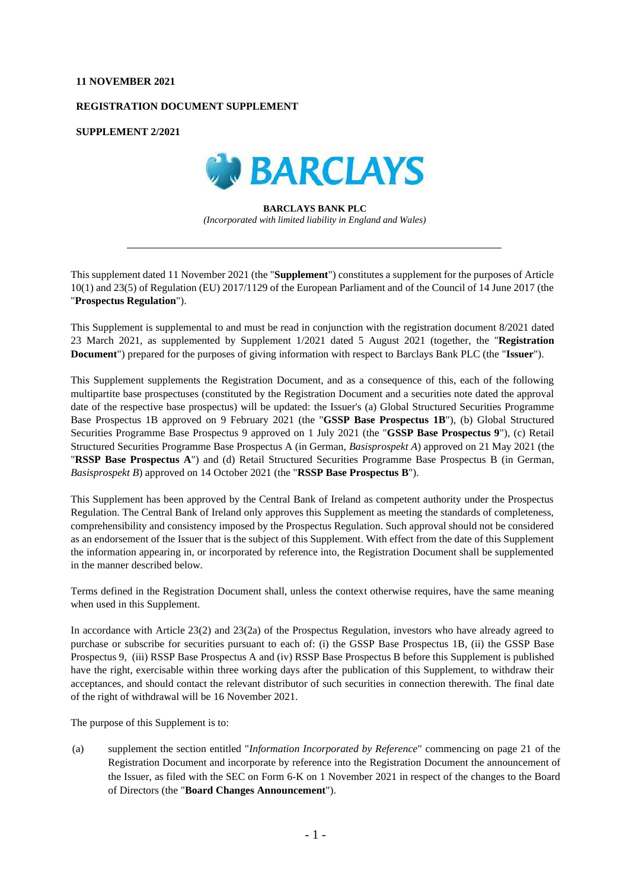**11 NOVEMBER 2021**

**REGISTRATION DOCUMENT SUPPLEMENT**

**SUPPLEMENT 2/2021**

**BARCLAYS**

**BARCLAYS BANK PLC**

*(Incorporated with limited liability in England and Wales)*

---

This supplement dated 11 November 2021 (the "**Supplement**") constitutes a supplement for the purposes of Article 10(1) and 23(5) of Regulation (EU) 2017/1129 of the European Parliament and of the Council of 14 June 2017 (the "**Prospectus Regulation**").

This Supplement is supplemental to and must be read in conjunction with the registration document 8/2021 dated 23 March 2021, as supplemented by Supplement 1/2021 dated 5 August 2021 (together, the "**Registration Document**") prepared for the purposes of giving information with respect to Barclays Bank PLC (the "**Issuer**").

This Supplement supplements the Registration Document, and as a consequence of this, each of the following multipartite base prospectuses (constituted by the Registration Document and a securities note dated the approval date of the respective base prospectus) will be updated: the Issuer's (a) Global Structured Securities Programme Base Prospectus 1B approved on 9 February 2021 (the "**GSSP Base Prospectus 1B**"), (b) Global Structured Securities Programme Base Prospectus 9 approved on 1 July 2021 (the "**GSSP Base Prospectus 9**"), (c) Retail Structured Securities Programme Base Prospectus A (in German, *Basisprospekt A*) approved on 21 May 2021 (the "**RSSP Base Prospectus A**") and (d) Retail Structured Securities Programme Base Prospectus B (in German, *Basisprospekt B*) approved on 14 October 2021 (the "**RSSP Base Prospectus B**").

This Supplement has been approved by the Central Bank of Ireland as competent authority under the Prospectus Regulation. The Central Bank of Ireland only approves this Supplement as meeting the standards of completeness, comprehensibility and consistency imposed by the Prospectus Regulation. Such approval should not be considered as an endorsement of the Issuer that is the subject of this Supplement. With effect from the date of this Supplement the information appearing in, or incorporated by reference into, the Registration Document shall be supplemented in the manner described below.

Terms defined in the Registration Document shall, unless the context otherwise requires, have the same meaning when used in this Supplement.

In accordance with Article 23(2) and 23(2a) of the Prospectus Regulation, investors who have already agreed to purchase or subscribe for securities pursuant to each of: (i) the GSSP Base Prospectus 1B, (ii) the GSSP Base Prospectus 9, (iii) RSSP Base Prospectus A and (iv) RSSP Base Prospectus B before this Supplement is published have the right, exercisable within three working days after the publication of this Supplement, to withdraw their acceptances, and should contact the relevant distributor of such securities in connection therewith. The final date of the right of withdrawal will be 16 November 2021.

The purpose of this Supplement is to:

(a) supplement the section entitled "*Information Incorporated by Reference*" commencing on page 21 of the Registration Document and incorporate by reference into the Registration Document the announcement of the Issuer, as filed with the SEC on Form 6-K on 1 November 2021 in respect of the changes to the Board of Directors (the "**Board Changes Announcement**").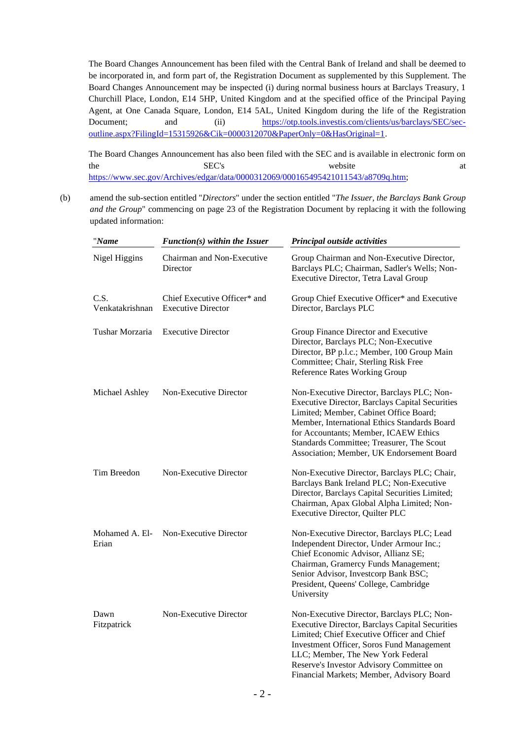The Board Changes Announcement has been filed with the Central Bank of Ireland and shall be deemed to be incorporated in, and form part of, the Registration Document as supplemented by this Supplement. The Board Changes Announcement may be inspected (i) during normal business hours at Barclays Treasury, 1 Churchill Place, London, E14 5HP, United Kingdom and at the specified office of the Principal Paying Agent, at One Canada Square, London, E14 5AL, United Kingdom during the life of the Registration Document; and (ii) https://otp.tools.investis.com/clients/us/barclays/SEC/sec-outline.aspx?FilingId=15315926&Cik=0000312070&PaperOnly=0&HasOriginal=1.

The Board Changes Announcement has also been filed with the SEC and is available in electronic form on the SEC's website at https://www.sec.gov/Archives/edgar/data/0000312069/000165495421011543/a8709q.htm;

(b) amend the sub-section entitled "*Directors*" under the section entitled "*The Issuer, the Barclays Bank Group and the Group*" commencing on page 23 of the Registration Document by replacing it with the following updated information:

| "***Name*** | ***Function(s) within the Issuer*** | ***Principal outside activities*** |
|---|---|---|
| Nigel Higgins | Chairman and Non-Executive Director | Group Chairman and Non-Executive Director, Barclays PLC; Chairman, Sadler's Wells; Non-Executive Director, Tetra Laval Group |
| C.S. Venkatakrishnan | Chief Executive Officer* and Executive Director | Group Chief Executive Officer* and Executive Director, Barclays PLC |
| Tushar Morzaria | Executive Director | Group Finance Director and Executive Director, Barclays PLC; Non-Executive Director, BP p.l.c.; Member, 100 Group Main Committee; Chair, Sterling Risk Free Reference Rates Working Group |
| Michael Ashley | Non-Executive Director | Non-Executive Director, Barclays PLC; Non-Executive Director, Barclays Capital Securities Limited; Member, Cabinet Office Board; Member, International Ethics Standards Board for Accountants; Member, ICAEW Ethics Standards Committee; Treasurer, The Scout Association; Member, UK Endorsement Board |
| Tim Breedon | Non-Executive Director | Non-Executive Director, Barclays PLC; Chair, Barclays Bank Ireland PLC; Non-Executive Director, Barclays Capital Securities Limited; Chairman, Apax Global Alpha Limited; Non-Executive Director, Quilter PLC |
| Mohamed A. El-Erian | Non-Executive Director | Non-Executive Director, Barclays PLC; Lead Independent Director, Under Armour Inc.; Chief Economic Advisor, Allianz SE; Chairman, Gramercy Funds Management; Senior Advisor, Investcorp Bank BSC; President, Queens' College, Cambridge University |
| Dawn Fitzpatrick | Non-Executive Director | Non-Executive Director, Barclays PLC; Non-Executive Director, Barclays Capital Securities Limited; Chief Executive Officer and Chief Investment Officer, Soros Fund Management LLC; Member, The New York Federal Reserve's Investor Advisory Committee on Financial Markets; Member, Advisory Board |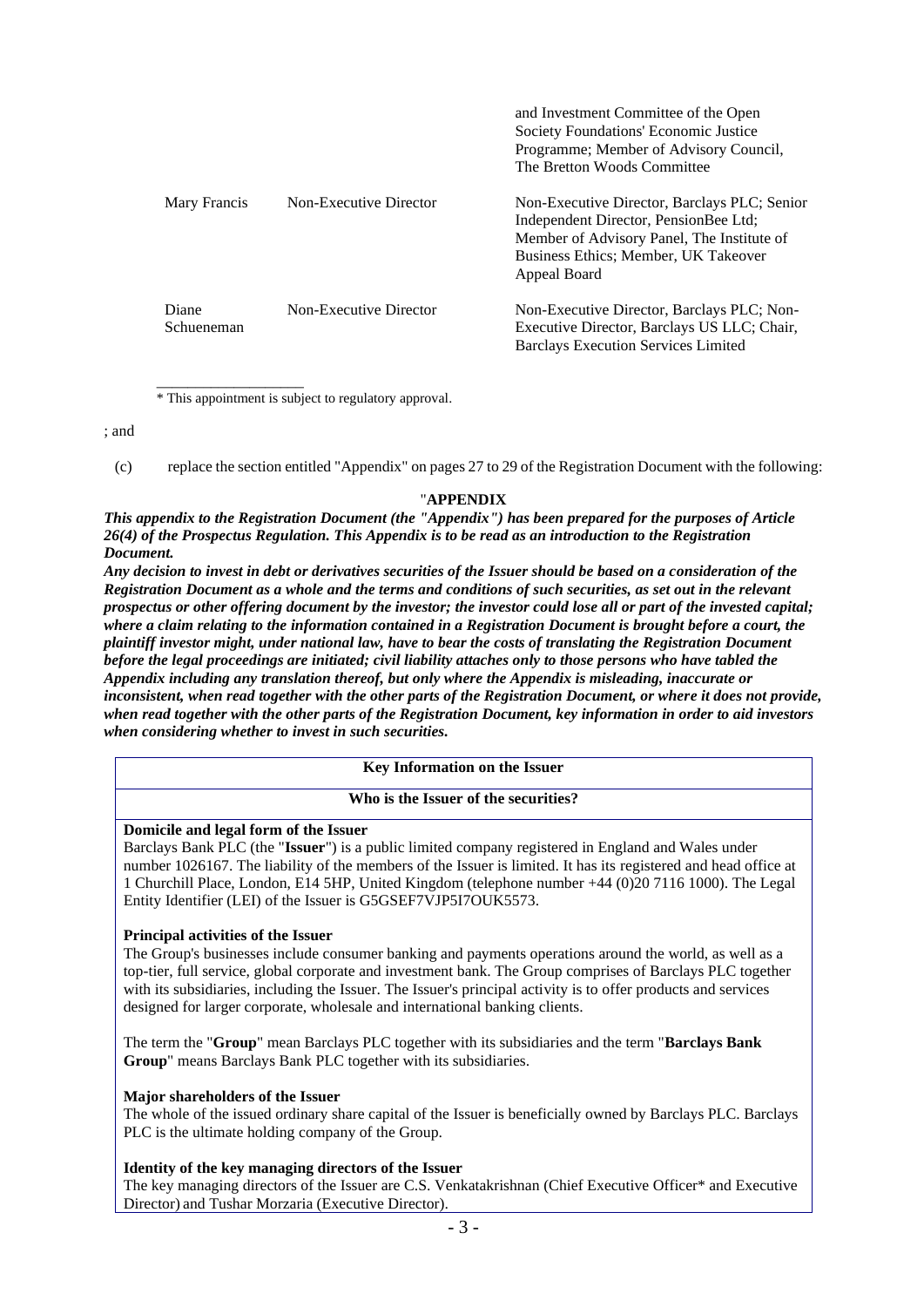| | | |
|---|---|---|
| | | and Investment Committee of the Open Society Foundations' Economic Justice Programme; Member of Advisory Council, The Bretton Woods Committee |
| Mary Francis | Non-Executive Director | Non-Executive Director, Barclays PLC; Senior Independent Director, PensionBee Ltd; Member of Advisory Panel, The Institute of Business Ethics; Member, UK Takeover Appeal Board |
| Diane Schueneman | Non-Executive Director | Non-Executive Director, Barclays PLC; Non-Executive Director, Barclays US LLC; Chair, Barclays Execution Services Limited |

___________________

\* This appointment is subject to regulatory approval.

; and

(c) replace the section entitled "Appendix" on pages 27 to 29 of the Registration Document with the following:

"**APPENDIX**

***This appendix to the Registration Document (the "Appendix") has been prepared for the purposes of Article 26(4) of the Prospectus Regulation. This Appendix is to be read as an introduction to the Registration Document.***

***Any decision to invest in debt or derivatives securities of the Issuer should be based on a consideration of the Registration Document as a whole and the terms and conditions of such securities, as set out in the relevant prospectus or other offering document by the investor; the investor could lose all or part of the invested capital; where a claim relating to the information contained in a Registration Document is brought before a court, the plaintiff investor might, under national law, have to bear the costs of translating the Registration Document before the legal proceedings are initiated; civil liability attaches only to those persons who have tabled the Appendix including any translation thereof, but only where the Appendix is misleading, inaccurate or inconsistent, when read together with the other parts of the Registration Document, or where it does not provide, when read together with the other parts of the Registration Document, key information in order to aid investors when considering whether to invest in such securities.***

**Key Information on the Issuer**

**Who is the Issuer of the securities?**

**Domicile and legal form of the Issuer**

Barclays Bank PLC (the "**Issuer**") is a public limited company registered in England and Wales under number 1026167. The liability of the members of the Issuer is limited. It has its registered and head office at 1 Churchill Place, London, E14 5HP, United Kingdom (telephone number +44 (0)20 7116 1000). The Legal Entity Identifier (LEI) of the Issuer is G5GSEF7VJP5I7OUK5573.

**Principal activities of the Issuer**

The Group's businesses include consumer banking and payments operations around the world, as well as a top-tier, full service, global corporate and investment bank. The Group comprises of Barclays PLC together with its subsidiaries, including the Issuer. The Issuer's principal activity is to offer products and services designed for larger corporate, wholesale and international banking clients.

The term the "**Group**" mean Barclays PLC together with its subsidiaries and the term "**Barclays Bank Group**" means Barclays Bank PLC together with its subsidiaries.

**Major shareholders of the Issuer**

The whole of the issued ordinary share capital of the Issuer is beneficially owned by Barclays PLC. Barclays PLC is the ultimate holding company of the Group.

**Identity of the key managing directors of the Issuer**

The key managing directors of the Issuer are C.S. Venkatakrishnan (Chief Executive Officer* and Executive Director) and Tushar Morzaria (Executive Director).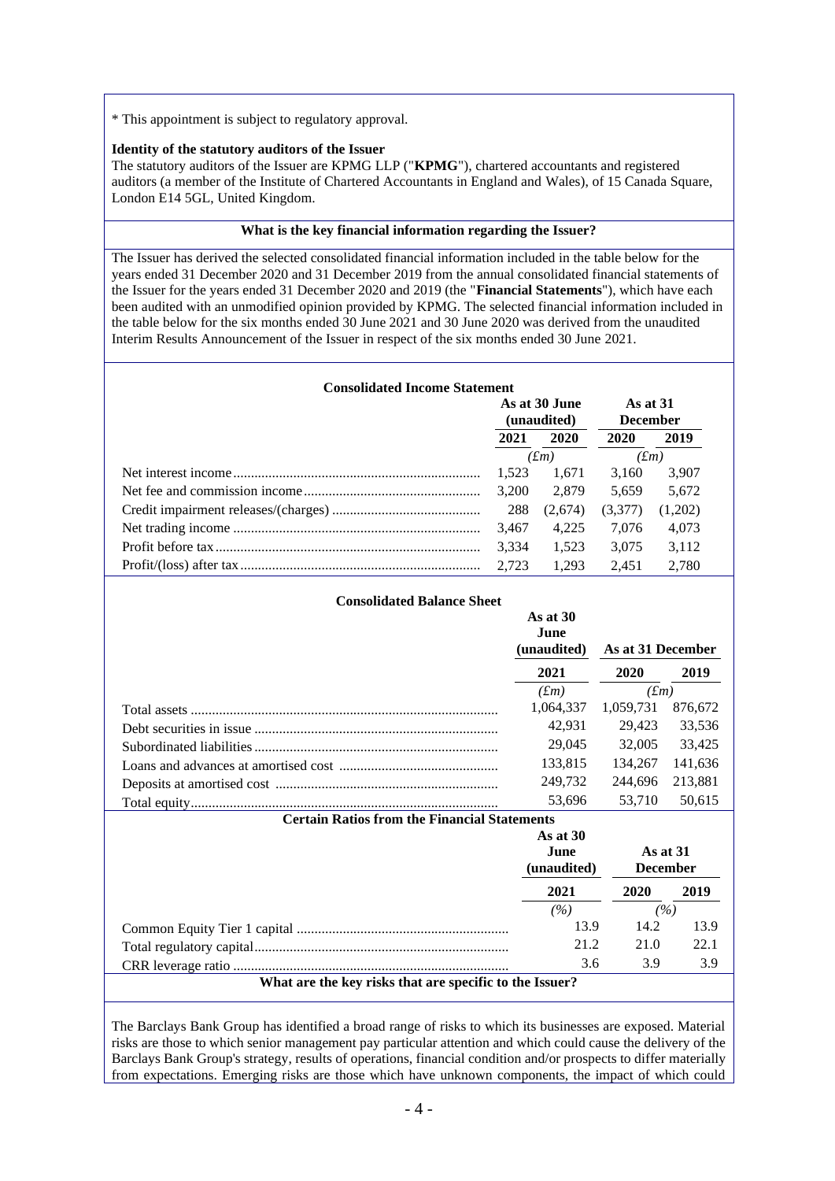* This appointment is subject to regulatory approval.

**Identity of the statutory auditors of the Issuer**

The statutory auditors of the Issuer are KPMG LLP ("**KPMG**"), chartered accountants and registered auditors (a member of the Institute of Chartered Accountants in England and Wales), of 15 Canada Square, London E14 5GL, United Kingdom.

**What is the key financial information regarding the Issuer?**

The Issuer has derived the selected consolidated financial information included in the table below for the years ended 31 December 2020 and 31 December 2019 from the annual consolidated financial statements of the Issuer for the years ended 31 December 2020 and 2019 (the "**Financial Statements**"), which have each been audited with an unmodified opinion provided by KPMG. The selected financial information included in the table below for the six months ended 30 June 2021 and 30 June 2020 was derived from the unaudited Interim Results Announcement of the Issuer in respect of the six months ended 30 June 2021.

**Consolidated Income Statement**

| | As at 30 June (unaudited) | | As at 31 December | |
|---|---|---|---|---|
| | **2021** | **2020** | **2020** | **2019** |
| | *(£m)* | | *(£m)* | |
| Net interest income | 1,523 | 1,671 | 3,160 | 3,907 |
| Net fee and commission income | 3,200 | 2,879 | 5,659 | 5,672 |
| Credit impairment releases/(charges) | 288 | (2,674) | (3,377) | (1,202) |
| Net trading income | 3,467 | 4,225 | 7,076 | 4,073 |
| Profit before tax | 3,334 | 1,523 | 3,075 | 3,112 |
| Profit/(loss) after tax | 2,723 | 1,293 | 2,451 | 2,780 |

**Consolidated Balance Sheet**

| | As at 30 June (unaudited) | As at 31 December | |
|---|---|---|---|
| | **2021** | **2020** | **2019** |
| | *(£m)* | *(£m)* | |
| Total assets | 1,064,337 | 1,059,731 | 876,672 |
| Debt securities in issue | 42,931 | 29,423 | 33,536 |
| Subordinated liabilities | 29,045 | 32,005 | 33,425 |
| Loans and advances at amortised cost | 133,815 | 134,267 | 141,636 |
| Deposits at amortised cost | 249,732 | 244,696 | 213,881 |
| Total equity | 53,696 | 53,710 | 50,615 |

**Certain Ratios from the Financial Statements**

| | As at 30 June (unaudited) | As at 31 December | |
|---|---|---|---|
| | **2021** | **2020** | **2019** |
| | *(%)* | *(%)* | |
| Common Equity Tier 1 capital | 13.9 | 14.2 | 13.9 |
| Total regulatory capital | 21.2 | 21.0 | 22.1 |
| CRR leverage ratio | 3.6 | 3.9 | 3.9 |

**What are the key risks that are specific to the Issuer?**

The Barclays Bank Group has identified a broad range of risks to which its businesses are exposed. Material risks are those to which senior management pay particular attention and which could cause the delivery of the Barclays Bank Group's strategy, results of operations, financial condition and/or prospects to differ materially from expectations. Emerging risks are those which have unknown components, the impact of which could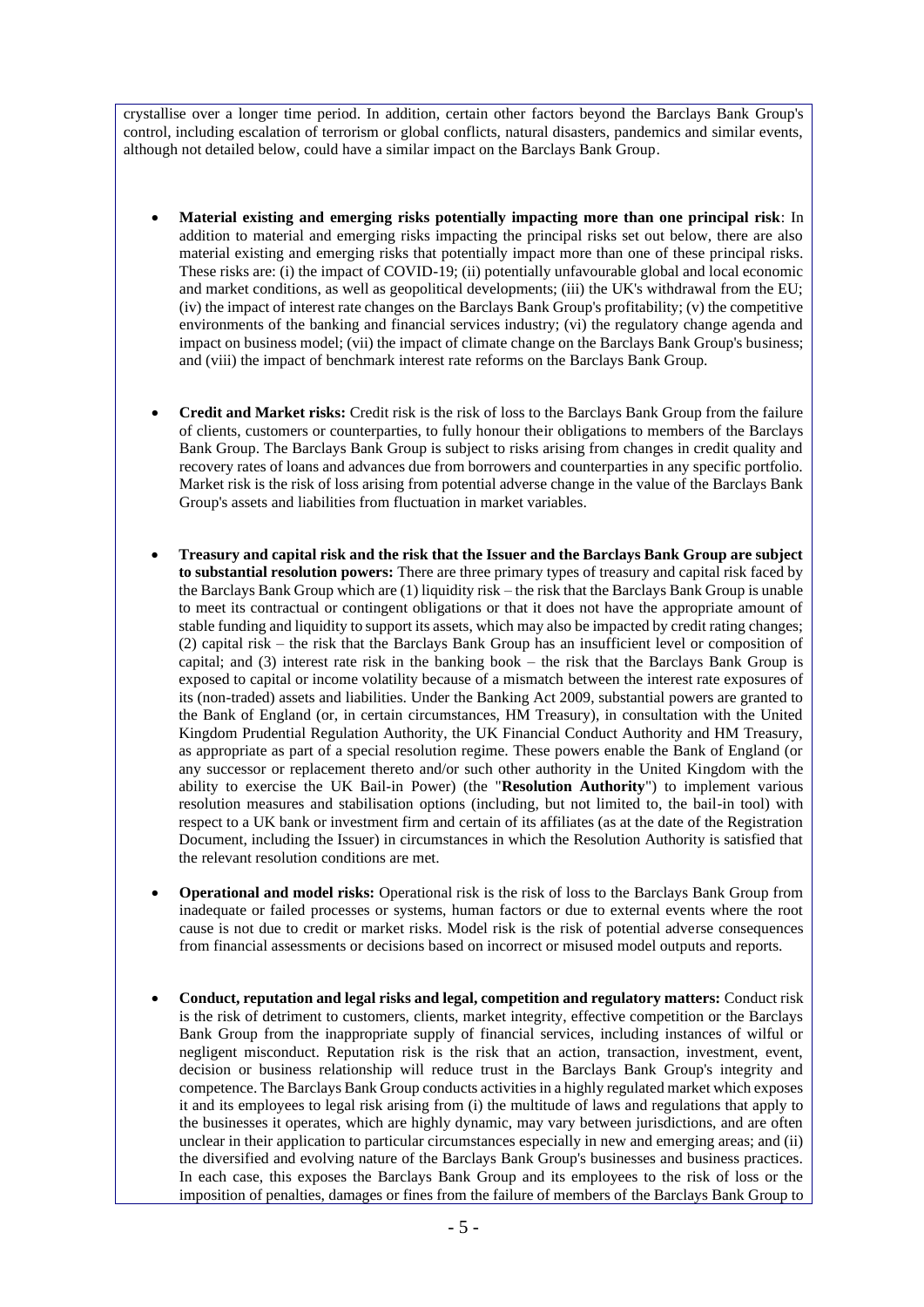crystallise over a longer time period. In addition, certain other factors beyond the Barclays Bank Group's control, including escalation of terrorism or global conflicts, natural disasters, pandemics and similar events, although not detailed below, could have a similar impact on the Barclays Bank Group.

- **Material existing and emerging risks potentially impacting more than one principal risk**: In addition to material and emerging risks impacting the principal risks set out below, there are also material existing and emerging risks that potentially impact more than one of these principal risks. These risks are: (i) the impact of COVID-19; (ii) potentially unfavourable global and local economic and market conditions, as well as geopolitical developments; (iii) the UK's withdrawal from the EU; (iv) the impact of interest rate changes on the Barclays Bank Group's profitability; (v) the competitive environments of the banking and financial services industry; (vi) the regulatory change agenda and impact on business model; (vii) the impact of climate change on the Barclays Bank Group's business; and (viii) the impact of benchmark interest rate reforms on the Barclays Bank Group.

- **Credit and Market risks:** Credit risk is the risk of loss to the Barclays Bank Group from the failure of clients, customers or counterparties, to fully honour their obligations to members of the Barclays Bank Group. The Barclays Bank Group is subject to risks arising from changes in credit quality and recovery rates of loans and advances due from borrowers and counterparties in any specific portfolio. Market risk is the risk of loss arising from potential adverse change in the value of the Barclays Bank Group's assets and liabilities from fluctuation in market variables.

- **Treasury and capital risk and the risk that the Issuer and the Barclays Bank Group are subject to substantial resolution powers:** There are three primary types of treasury and capital risk faced by the Barclays Bank Group which are (1) liquidity risk – the risk that the Barclays Bank Group is unable to meet its contractual or contingent obligations or that it does not have the appropriate amount of stable funding and liquidity to support its assets, which may also be impacted by credit rating changes; (2) capital risk – the risk that the Barclays Bank Group has an insufficient level or composition of capital; and (3) interest rate risk in the banking book – the risk that the Barclays Bank Group is exposed to capital or income volatility because of a mismatch between the interest rate exposures of its (non-traded) assets and liabilities. Under the Banking Act 2009, substantial powers are granted to the Bank of England (or, in certain circumstances, HM Treasury), in consultation with the United Kingdom Prudential Regulation Authority, the UK Financial Conduct Authority and HM Treasury, as appropriate as part of a special resolution regime. These powers enable the Bank of England (or any successor or replacement thereto and/or such other authority in the United Kingdom with the ability to exercise the UK Bail-in Power) (the "**Resolution Authority**") to implement various resolution measures and stabilisation options (including, but not limited to, the bail-in tool) with respect to a UK bank or investment firm and certain of its affiliates (as at the date of the Registration Document, including the Issuer) in circumstances in which the Resolution Authority is satisfied that the relevant resolution conditions are met.

- **Operational and model risks:** Operational risk is the risk of loss to the Barclays Bank Group from inadequate or failed processes or systems, human factors or due to external events where the root cause is not due to credit or market risks. Model risk is the risk of potential adverse consequences from financial assessments or decisions based on incorrect or misused model outputs and reports.

- **Conduct, reputation and legal risks and legal, competition and regulatory matters:** Conduct risk is the risk of detriment to customers, clients, market integrity, effective competition or the Barclays Bank Group from the inappropriate supply of financial services, including instances of wilful or negligent misconduct. Reputation risk is the risk that an action, transaction, investment, event, decision or business relationship will reduce trust in the Barclays Bank Group's integrity and competence. The Barclays Bank Group conducts activities in a highly regulated market which exposes it and its employees to legal risk arising from (i) the multitude of laws and regulations that apply to the businesses it operates, which are highly dynamic, may vary between jurisdictions, and are often unclear in their application to particular circumstances especially in new and emerging areas; and (ii) the diversified and evolving nature of the Barclays Bank Group's businesses and business practices. In each case, this exposes the Barclays Bank Group and its employees to the risk of loss or the imposition of penalties, damages or fines from the failure of members of the Barclays Bank Group to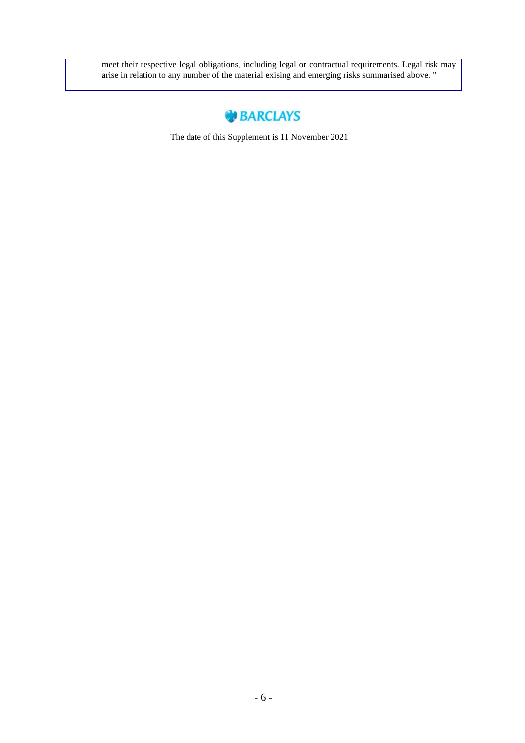meet their respective legal obligations, including legal or contractual requirements. Legal risk may arise in relation to any number of the material exising and emerging risks summarised above. "

BARCLAYS

The date of this Supplement is 11 November 2021